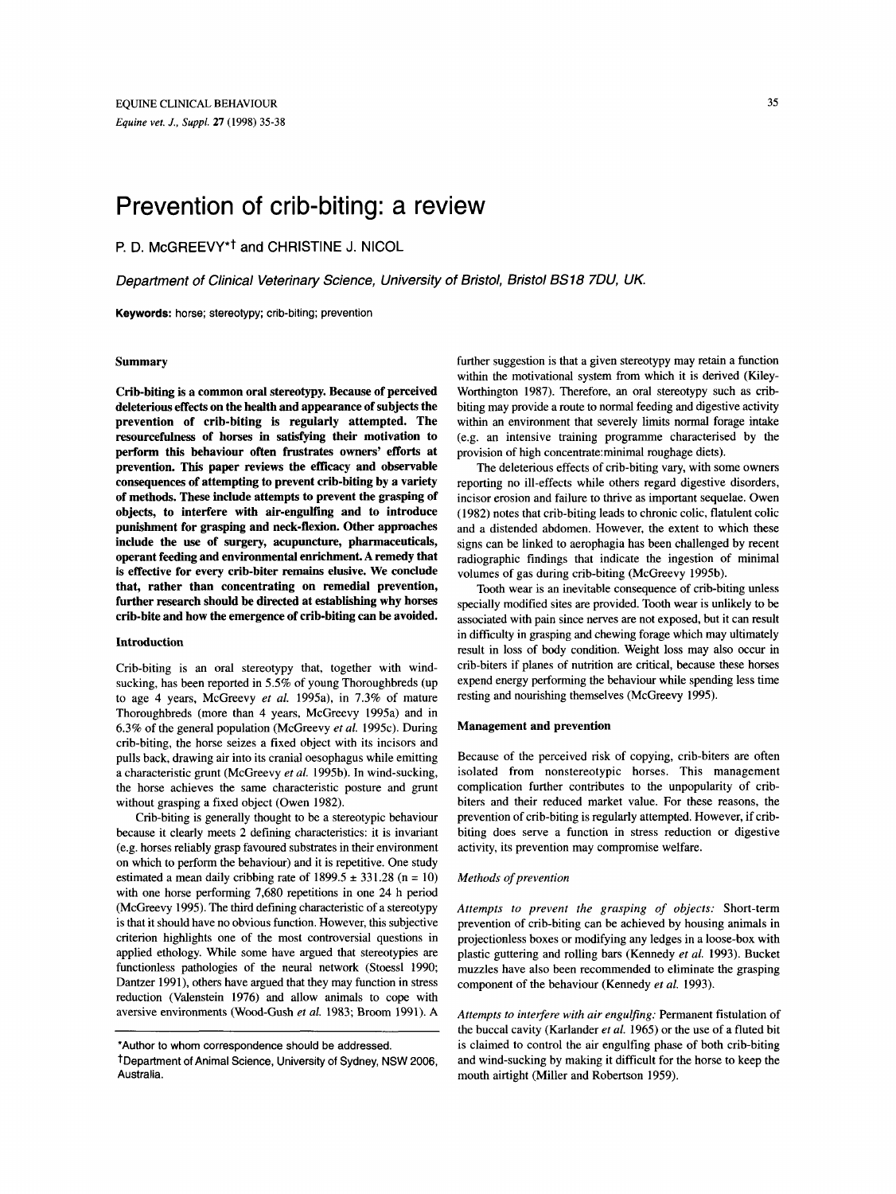# Prevention of crib-biting: a review

P. D. McGREEVY*† and CHRISTINE J. NICOL

*Department of Clinical Veterinary Science, University of Bristol, Bristol BS18 7DU, UK.*

**Keywords:** horse; stereotypy; crib-biting; prevention

## Summary

**Crib-biting is a common oral stereotypy. Because of perceived deleterious effects on the health and appearance of subjects the prevention of crib-biting is regularly attempted. The resourcefulness of horses in satisfying their motivation to perform this behaviour often frustrates owners' efforts at prevention. This paper reviews the efficacy and observable consequences of attempting to prevent crib-biting by a variety of methods. These include attempts to prevent the grasping of objects, to interfere with air-engulfing and to introduce punishment for grasping and neck-flexion. Other approaches include the use of surgery, acupuncture, pharmaceuticals, operant feeding and environmental enrichment. A remedy that is effective for every crib-biter remains elusive. We conclude that, rather than concentrating on remedial prevention, further research should be directed at establishing why horses crib-bite and how the emergence of crib-biting can be avoided.**

## Introduction

Crib-biting is an oral stereotypy that, together with wind-sucking, has been reported in 5.5% of young Thoroughbreds (up to age 4 years, McGreevy *et al.* 1995a), in 7.3% of mature Thoroughbreds (more than 4 years, McGreevy 1995a) and in 6.3% of the general population (McGreevy *et al.* 1995c). During crib-biting, the horse seizes a fixed object with its incisors and pulls back, drawing air into its cranial oesophagus while emitting a characteristic grunt (McGreevy *et al.* 1995b). In wind-sucking, the horse achieves the same characteristic posture and grunt without grasping a fixed object (Owen 1982).

Crib-biting is generally thought to be a stereotypic behaviour because it clearly meets 2 defining characteristics: it is invariant (e.g. horses reliably grasp favoured substrates in their environment on which to perform the behaviour) and it is repetitive. One study estimated a mean daily cribbing rate of $1899.5 \pm 331.28$ ($n = 10$) with one horse performing 7,680 repetitions in one 24 h period (McGreevy 1995). The third defining characteristic of a stereotypy is that it should have no obvious function. However, this subjective criterion highlights one of the most controversial questions in applied ethology. While some have argued that stereotypies are functionless pathologies of the neural network (Stoessl 1990; Dantzer 1991), others have argued that they may function in stress reduction (Valenstein 1976) and allow animals to cope with aversive environments (Wood-Gush *et al.* 1983; Broom 1991). A further suggestion is that a given stereotypy may retain a function within the motivational system from which it is derived (Kiley-Worthington 1987). Therefore, an oral stereotypy such as crib-biting may provide a route to normal feeding and digestive activity within an environment that severely limits normal forage intake (e.g. an intensive training programme characterised by the provision of high concentrate:minimal roughage diets).

The deleterious effects of crib-biting vary, with some owners reporting no ill-effects while others regard digestive disorders, incisor erosion and failure to thrive as important sequelae. Owen (1982) notes that crib-biting leads to chronic colic, flatulent colic and a distended abdomen. However, the extent to which these signs can be linked to aerophagia has been challenged by recent radiographic findings that indicate the ingestion of minimal volumes of gas during crib-biting (McGreevy 1995b).

Tooth wear is an inevitable consequence of crib-biting unless specially modified sites are provided. Tooth wear is unlikely to be associated with pain since nerves are not exposed, but it can result in difficulty in grasping and chewing forage which may ultimately result in loss of body condition. Weight loss may also occur in crib-biters if planes of nutrition are critical, because these horses expend energy performing the behaviour while spending less time resting and nourishing themselves (McGreevy 1995).

## Management and prevention

Because of the perceived risk of copying, crib-biters are often isolated from nonstereotypic horses. This management complication further contributes to the unpopularity of crib-biters and their reduced market value. For these reasons, the prevention of crib-biting is regularly attempted. However, if crib-biting does serve a function in stress reduction or digestive activity, its prevention may compromise welfare.

### *Methods of prevention*

*Attempts to prevent the grasping of objects:* Short-term prevention of crib-biting can be achieved by housing animals in projectionless boxes or modifying any ledges in a loose-box with plastic guttering and rolling bars (Kennedy *et al.* 1993). Bucket muzzles have also been recommended to eliminate the grasping component of the behaviour (Kennedy *et al.* 1993).

*Attempts to interfere with air engulfing:* Permanent fistulation of the buccal cavity (Karlander *et al.* 1965) or the use of a fluted bit is claimed to control the air engulfing phase of both crib-biting and wind-sucking by making it difficult for the horse to keep the mouth airtight (Miller and Robertson 1959).

---

*Author to whom correspondence should be addressed.

†Department of Animal Science, University of Sydney, NSW 2006, Australia.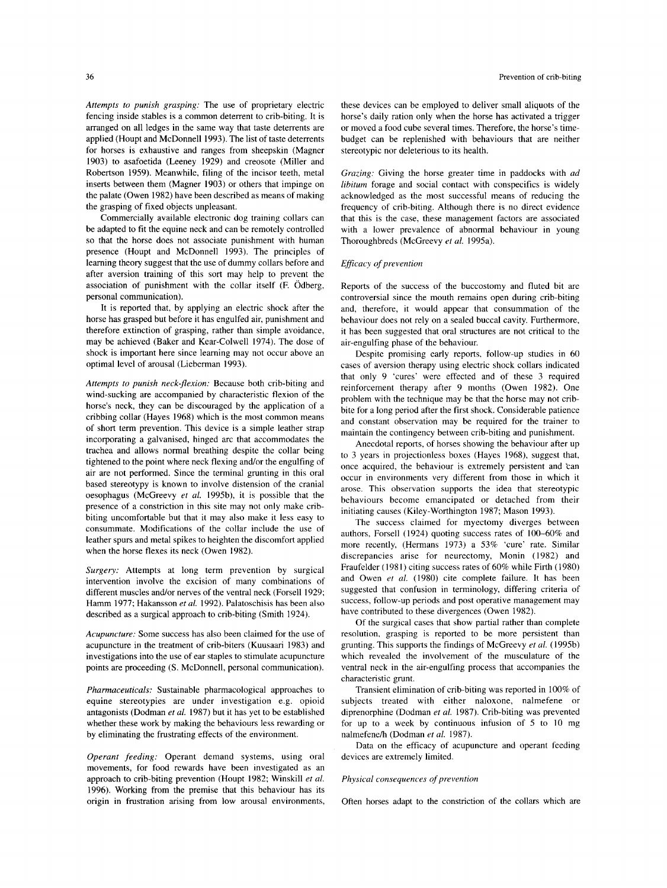*Attempts to punish grasping:* The use of proprietary electric fencing inside stables is a common deterrent to crib-biting. It is arranged on all ledges in the same way that taste deterrents are applied (Houpt and McDonnell 1993). The list of taste deterrents for horses is exhaustive and ranges from sheepskin (Magner 1903) to asafoetida (Leeney 1929) and creosote (Miller and Robertson 1959). Meanwhile, filing of the incisor teeth, metal inserts between them (Magner 1903) or others that impinge on the palate (Owen 1982) have been described as means of making the grasping of fixed objects unpleasant.

Commercially available electronic dog training collars can be adapted to fit the equine neck and can be remotely controlled so that the horse does not associate punishment with human presence (Houpt and McDonnell 1993). The principles of learning theory suggest that the use of dummy collars before and after aversion training of this sort may help to prevent the association of punishment with the collar itself (F. Ödberg, personal communication).

It is reported that, by applying an electric shock after the horse has grasped but before it has engulfed air, punishment and therefore extinction of grasping, rather than simple avoidance, may be achieved (Baker and Kear-Colwell 1974). The dose of shock is important here since learning may not occur above an optimal level of arousal (Lieberman 1993).

*Attempts to punish neck-flexion:* Because both crib-biting and wind-sucking are accompanied by characteristic flexion of the horse's neck, they can be discouraged by the application of a cribbing collar (Hayes 1968) which is the most common means of short term prevention. This device is a simple leather strap incorporating a galvanised, hinged arc that accommodates the trachea and allows normal breathing despite the collar being tightened to the point where neck flexing and/or the engulfing of air are not performed. Since the terminal grunting in this oral based stereotypy is known to involve distension of the cranial oesophagus (McGreevy *et al.* 1995b), it is possible that the presence of a constriction in this site may not only make crib-biting uncomfortable but that it may also make it less easy to consummate. Modifications of the collar include the use of leather spurs and metal spikes to heighten the discomfort applied when the horse flexes its neck (Owen 1982).

*Surgery:* Attempts at long term prevention by surgical intervention involve the excision of many combinations of different muscles and/or nerves of the ventral neck (Forsell 1929; Hamm 1977; Hakansson *et al.* 1992). Palatoschisis has been also described as a surgical approach to crib-biting (Smith 1924).

*Acupuncture:* Some success has also been claimed for the use of acupuncture in the treatment of crib-biters (Kuusaari 1983) and investigations into the use of ear staples to stimulate acupuncture points are proceeding (S. McDonnell, personal communication).

*Pharmaceuticals:* Sustainable pharmacological approaches to equine stereotypies are under investigation e.g. opioid antagonists (Dodman *et al.* 1987) but it has yet to be established whether these work by making the behaviours less rewarding or by eliminating the frustrating effects of the environment.

*Operant feeding:* Operant demand systems, using oral movements, for food rewards have been investigated as an approach to crib-biting prevention (Houpt 1982; Winskill *et al.* 1996). Working from the premise that this behaviour has its origin in frustration arising from low arousal environments, these devices can be employed to deliver small aliquots of the horse's daily ration only when the horse has activated a trigger or moved a food cube several times. Therefore, the horse's time-budget can be replenished with behaviours that are neither stereotypic nor deleterious to its health.

*Grazing:* Giving the horse greater time in paddocks with *ad libitum* forage and social contact with conspecifics is widely acknowledged as the most successful means of reducing the frequency of crib-biting. Although there is no direct evidence that this is the case, these management factors are associated with a lower prevalence of abnormal behaviour in young Thoroughbreds (McGreevy *et al.* 1995a).

### *Efficacy of prevention*

Reports of the success of the buccostomy and fluted bit are controversial since the mouth remains open during crib-biting and, therefore, it would appear that consummation of the behaviour does not rely on a sealed buccal cavity. Furthermore, it has been suggested that oral structures are not critical to the air-engulfing phase of the behaviour.

Despite promising early reports, follow-up studies in 60 cases of aversion therapy using electric shock collars indicated that only 9 'cures' were effected and of these 3 required reinforcement therapy after 9 months (Owen 1982). One problem with the technique may be that the horse may not crib-bite for a long period after the first shock. Considerable patience and constant observation may be required for the trainer to maintain the contingency between crib-biting and punishment.

Anecdotal reports, of horses showing the behaviour after up to 3 years in projectionless boxes (Hayes 1968), suggest that, once acquired, the behaviour is extremely persistent and can occur in environments very different from those in which it arose. This observation supports the idea that stereotypic behaviours become emancipated or detached from their initiating causes (Kiley-Worthington 1987; Mason 1993).

The success claimed for myectomy diverges between authors, Forsell (1924) quoting success rates of 100–60% and more recently, (Hermans 1973) a 53% 'cure' rate. Similar discrepancies arise for neurectomy, Monin (1982) and Fraufelder (1981) citing success rates of 60% while Firth (1980) and Owen *et al.* (1980) cite complete failure. It has been suggested that confusion in terminology, differing criteria of success, follow-up periods and post operative management may have contributed to these divergences (Owen 1982).

Of the surgical cases that show partial rather than complete resolution, grasping is reported to be more persistent than grunting. This supports the findings of McGreevy *et al.* (1995b) which revealed the involvement of the musculature of the ventral neck in the air-engulfing process that accompanies the characteristic grunt.

Transient elimination of crib-biting was reported in 100% of subjects treated with either naloxone, nalmefene or diprenorphine (Dodman *et al.* 1987). Crib-biting was prevented for up to a week by continuous infusion of 5 to 10 mg nalmefene/h (Dodman *et al.* 1987).

Data on the efficacy of acupuncture and operant feeding devices are extremely limited.

### *Physical consequences of prevention*

Often horses adapt to the constriction of the collars which are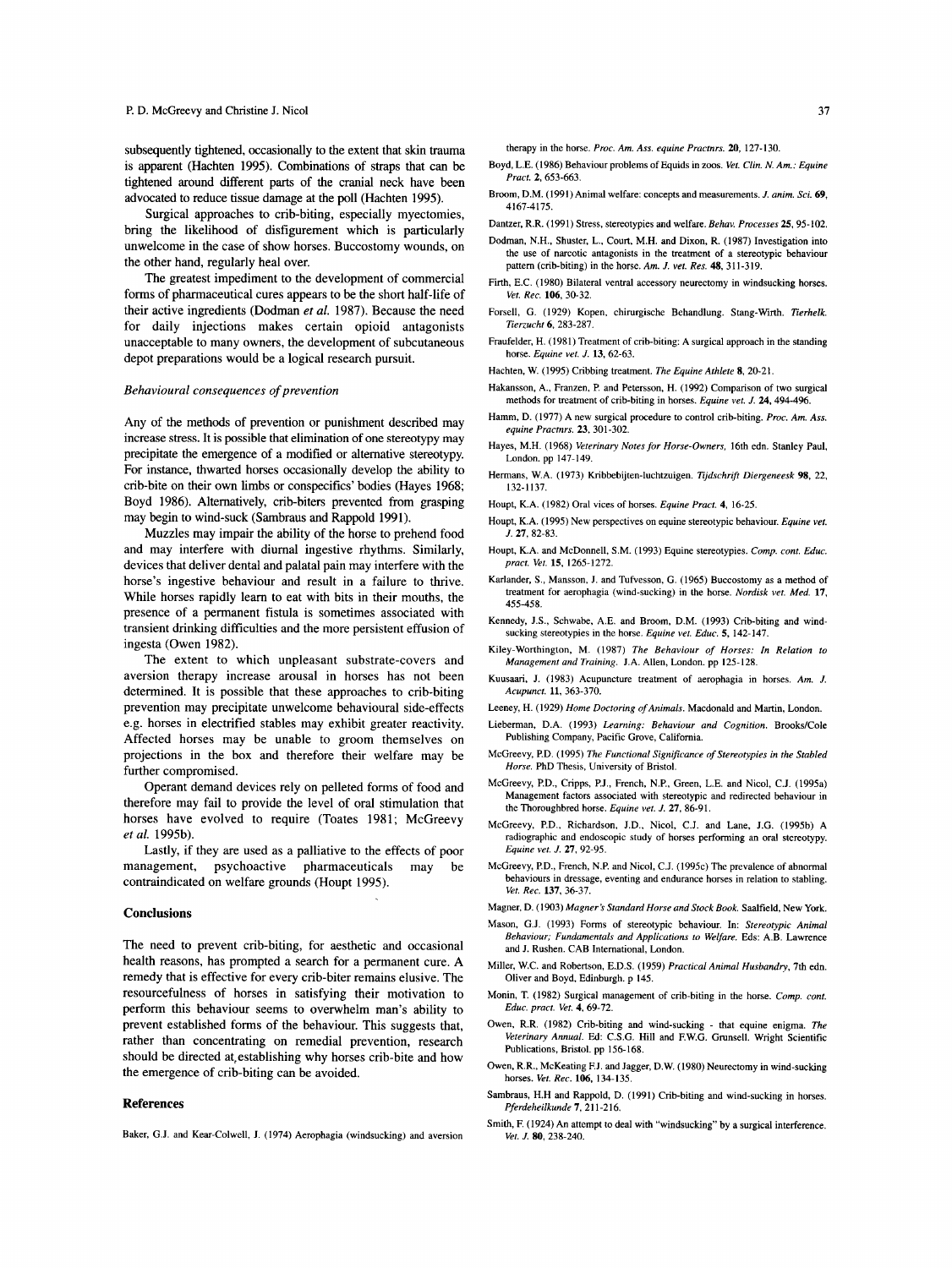subsequently tightened, occasionally to the extent that skin trauma is apparent (Hachten 1995). Combinations of straps that can be tightened around different parts of the cranial neck have been advocated to reduce tissue damage at the poll (Hachten 1995).

Surgical approaches to crib-biting, especially myectomies, bring the likelihood of disfigurement which is particularly unwelcome in the case of show horses. Buccostomy wounds, on the other hand, regularly heal over.

The greatest impediment to the development of commercial forms of pharmaceutical cures appears to be the short half-life of their active ingredients (Dodman *et al.* 1987). Because the need for daily injections makes certain opioid antagonists unacceptable to many owners, the development of subcutaneous depot preparations would be a logical research pursuit.

### *Behavioural consequences of prevention*

Any of the methods of prevention or punishment described may increase stress. It is possible that elimination of one stereotypy may precipitate the emergence of a modified or alternative stereotypy. For instance, thwarted horses occasionally develop the ability to crib-bite on their own limbs or conspecifics' bodies (Hayes 1968; Boyd 1986). Alternatively, crib-biters prevented from grasping may begin to wind-suck (Sambraus and Rappold 1991).

Muzzles may impair the ability of the horse to prehend food and may interfere with diurnal ingestive rhythms. Similarly, devices that deliver dental and palatal pain may interfere with the horse's ingestive behaviour and result in a failure to thrive. While horses rapidly learn to eat with bits in their mouths, the presence of a permanent fistula is sometimes associated with transient drinking difficulties and the more persistent effusion of ingesta (Owen 1982).

The extent to which unpleasant substrate-covers and aversion therapy increase arousal in horses has not been determined. It is possible that these approaches to crib-biting prevention may precipitate unwelcome behavioural side-effects e.g. horses in electrified stables may exhibit greater reactivity. Affected horses may be unable to groom themselves on projections in the box and therefore their welfare may be further compromised.

Operant demand devices rely on pelleted forms of food and therefore may fail to provide the level of oral stimulation that horses have evolved to require (Toates 1981; McGreevy *et al.* 1995b).

Lastly, if they are used as a palliative to the effects of poor management, psychoactive pharmaceuticals may be contraindicated on welfare grounds (Houpt 1995).

## Conclusions

The need to prevent crib-biting, for aesthetic and occasional health reasons, has prompted a search for a permanent cure. A remedy that is effective for every crib-biter remains elusive. The resourcefulness of horses in satisfying their motivation to perform this behaviour seems to overwhelm man's ability to prevent established forms of the behaviour. This suggests that, rather than concentrating on remedial prevention, research should be directed at establishing why horses crib-bite and how the emergence of crib-biting can be avoided.

## References

Baker, G.J. and Kear-Colwell, J. (1974) Aerophagia (windsucking) and aversion therapy in the horse. *Proc. Am. Ass. equine Practnrs.* **20**, 127-130.

Boyd, L.E. (1986) Behaviour problems of Equids in zoos. *Vet. Clin. N. Am.: Equine Pract.* **2**, 653-663.

Broom, D.M. (1991) Animal welfare: concepts and measurements. *J. anim. Sci.* **69**, 4167-4175.

Dantzer, R.R. (1991) Stress, stereotypies and welfare. *Behav. Processes* **25**, 95-102.

Dodman, N.H., Shuster, L., Court, M.H. and Dixon, R. (1987) Investigation into the use of narcotic antagonists in the treatment of a stereotypic behaviour pattern (crib-biting) in the horse. *Am. J. vet. Res.* **48**, 311-319.

Firth, E.C. (1980) Bilateral ventral accessory neurectomy in windsucking horses. *Vet. Rec.* **106**, 30-32.

Forsell, G. (1929) Kopen, chirurgische Behandlung. Stang-Wirth. *Tierhelk. Tierzucht* **6**, 283-287.

Fraufelder, H. (1981) Treatment of crib-biting: A surgical approach in the standing horse. *Equine vet. J.* **13**, 62-63.

Hachten, W. (1995) Cribbing treatment. *The Equine Athlete* **8**, 20-21.

Hakansson, A., Franzen, P. and Petersson, H. (1992) Comparison of two surgical methods for treatment of crib-biting in horses. *Equine vet. J.* **24**, 494-496.

Hamm, D. (1977) A new surgical procedure to control crib-biting. *Proc. Am. Ass. equine Practnrs.* **23**, 301-302.

Hayes, M.H. (1968) *Veterinary Notes for Horse-Owners*, 16th edn. Stanley Paul, London. pp 147-149.

Hermans, W.A. (1973) Kribbebijten-luchtzuigen. *Tijdschrift Diergeneesk* **98**, 22, 132-1137.

Houpt, K.A. (1982) Oral vices of horses. *Equine Pract.* **4**, 16-25.

Houpt, K.A. (1995) New perspectives on equine stereotypic behaviour. *Equine vet. J.* **27**, 82-83.

Houpt, K.A. and McDonnell, S.M. (1993) Equine stereotypies. *Comp. cont. Educ. pract. Vet.* **15**, 1265-1272.

Karlander, S., Mansson, J. and Tufvesson, G. (1965) Buccostomy as a method of treatment for aerophagia (wind-sucking) in the horse. *Nordisk vet. Med.* **17**, 455-458.

Kennedy, J.S., Schwabe, A.E. and Broom, D.M. (1993) Crib-biting and wind-sucking stereotypies in the horse. *Equine vet. Educ.* **5**, 142-147.

Kiley-Worthington, M. (1987) *The Behaviour of Horses: In Relation to Management and Training.* J.A. Allen, London. pp 125-128.

Kuusaari, J. (1983) Acupuncture treatment of aerophagia in horses. *Am. J. Acupunct.* **11**, 363-370.

Leeney, H. (1929) *Home Doctoring of Animals.* Macdonald and Martin, London.

Lieberman, D.A. (1993) *Learning: Behaviour and Cognition.* Brooks/Cole Publishing Company, Pacific Grove, California.

McGreevy, P.D. (1995) *The Functional Significance of Stereotypies in the Stabled Horse.* PhD Thesis, University of Bristol.

McGreevy, P.D., Cripps, P.J., French, N.P., Green, L.E. and Nicol, C.J. (1995a) Management factors associated with stereotypic and redirected behaviour in the Thoroughbred horse. *Equine vet. J.* **27**, 86-91.

McGreevy, P.D., Richardson, J.D., Nicol, C.J. and Lane, J.G. (1995b) A radiographic and endoscopic study of horses performing an oral stereotypy. *Equine vet. J.* **27**, 92-95.

McGreevy, P.D., French, N.P. and Nicol, C.J. (1995c) The prevalence of abnormal behaviours in dressage, eventing and endurance horses in relation to stabling. *Vet. Rec.* **137**, 36-37.

Magner, D. (1903) *Magner's Standard Horse and Stock Book.* Saalfield, New York.

Mason, G.J. (1993) Forms of stereotypic behaviour. In: *Stereotypic Animal Behaviour; Fundamentals and Applications to Welfare.* Eds: A.B. Lawrence and J. Rushen. CAB International, London.

Miller, W.C. and Robertson, E.D.S. (1959) *Practical Animal Husbandry*, 7th edn. Oliver and Boyd, Edinburgh. p 145.

Monin, T. (1982) Surgical management of crib-biting in the horse. *Comp. cont. Educ. pract. Vet.* **4**, 69-72.

Owen, R.R. (1982) Crib-biting and wind-sucking - that equine enigma. *The Veterinary Annual.* Ed: C.S.G. Hill and F.W.G. Grunsell. Wright Scientific Publications, Bristol. pp 156-168.

Owen, R.R., McKeating F.J. and Jagger, D.W. (1980) Neurectomy in wind-sucking horses. *Vet. Rec.* **106**, 134-135.

Sambraus, H.H and Rappold, D. (1991) Crib-biting and wind-sucking in horses. *Pferdeheilkunde* **7**, 211-216.

Smith, F. (1924) An attempt to deal with "windsucking" by a surgical interference. *Vet. J.* **80**, 238-240.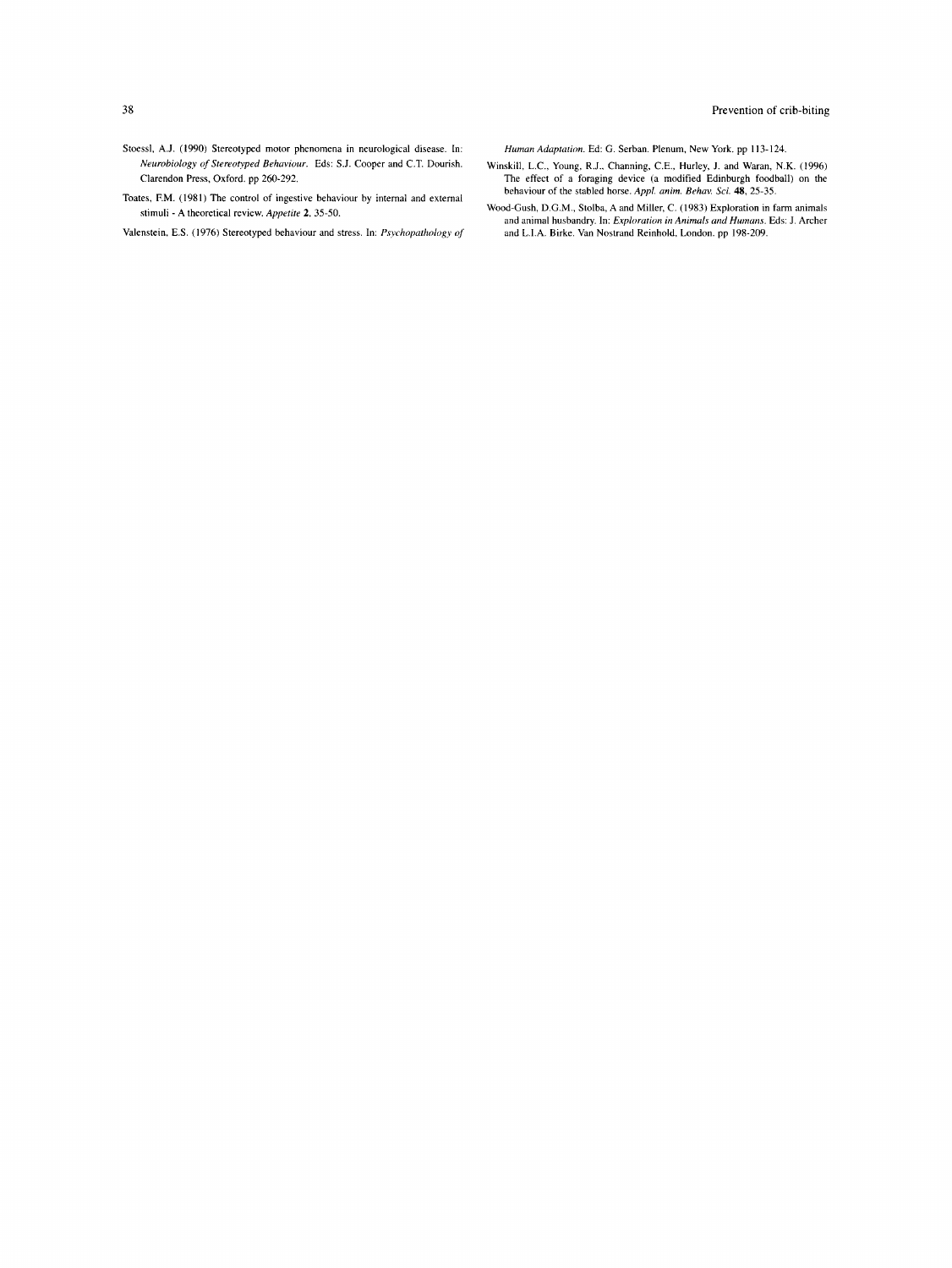Stoessl, A.J. (1990) Stereotyped motor phenomena in neurological disease. In: *Neurobiology of Stereotyped Behaviour*. Eds: S.J. Cooper and C.T. Dourish. Clarendon Press, Oxford. pp 260-292.

Toates, F.M. (1981) The control of ingestive behaviour by internal and external stimuli - A theoretical review. *Appetite* **2**, 35-50.

Valenstein, E.S. (1976) Stereotyped behaviour and stress. In: *Psychopathology of Human Adaptation*. Ed: G. Serban. Plenum, New York. pp 113-124.

Winskill, L.C., Young, R.J., Channing, C.E., Hurley, J. and Waran, N.K. (1996) The effect of a foraging device (a modified Edinburgh foodball) on the behaviour of the stabled horse. *Appl. anim. Behav. Sci.* **48**, 25-35.

Wood-Gush, D.G.M., Stolba, A and Miller, C. (1983) Exploration in farm animals and animal husbandry. In: *Exploration in Animals and Humans*. Eds: J. Archer and L.I.A. Birke. Van Nostrand Reinhold, London. pp 198-209.